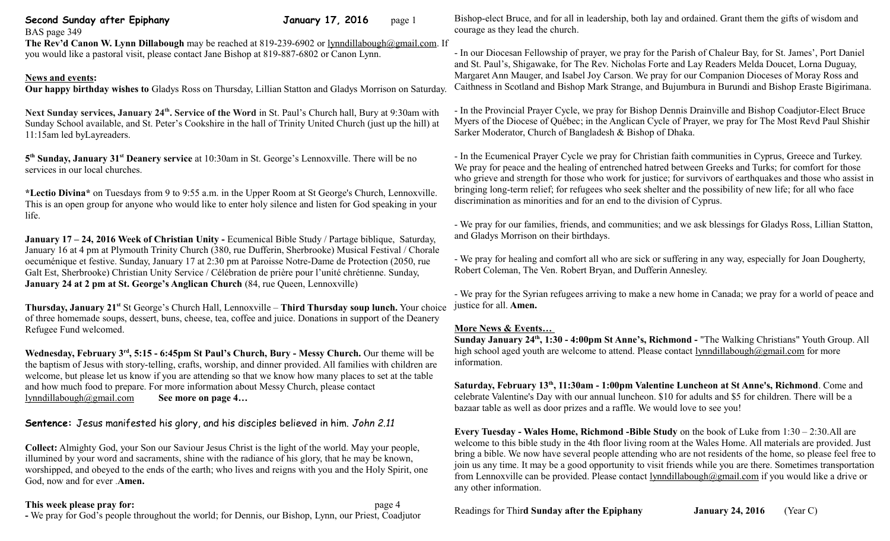# Second Sunday after Epiphany — January 17, 2016

BAS page 349

**The Rev'd Canon W. Lynn Dillabough** may be reached at 819-239-6902 or lynndillabough@gmail.com. If you would like a pastoral visit, please contact Jane Bishop at 819-887-6802 or Canon Lynn.

## News and events:

**Our happy birthday wishes to** Gladys Ross on Thursday, Lillian Statton and Gladys Morrison on Saturday.

**Next Sunday services, January 24th. Service of the Word** in St. Paul's Church hall, Bury at 9:30am with Sunday School available, and St. Peter's Cookshire in the hall of Trinity United Church (just up the hill) at 11:15am led byLayreaders.

**5th Sunday, January 31st Deanery service** at 10:30am in St. George's Lennoxville. There will be no services in our local churches.

***Lectio Divina*** on Tuesdays from 9 to 9:55 a.m. in the Upper Room at St George's Church, Lennoxville. This is an open group for anyone who would like to enter holy silence and listen for God speaking in your life.

**January 17 – 24, 2016 Week of Christian Unity -** Ecumenical Bible Study / Partage biblique, Saturday, January 16 at 4 pm at Plymouth Trinity Church (380, rue Dufferin, Sherbrooke) Musical Festival / Chorale oecuménique et festive. Sunday, January 17 at 2:30 pm at Paroisse Notre-Dame de Protection (2050, rue Galt Est, Sherbrooke) Christian Unity Service / Célébration de prière pour l'unité chrétienne. Sunday, **January 24 at 2 pm at St. George's Anglican Church** (84, rue Queen, Lennoxville)

**Thursday, January 21st** St George's Church Hall, Lennoxville – **Third Thursday soup lunch.** Your choice of three homemade soups, dessert, buns, cheese, tea, coffee and juice. Donations in support of the Deanery Refugee Fund welcomed.

**Wednesday, February 3rd, 5:15 - 6:45pm St Paul's Church, Bury - Messy Church.** Our theme will be the baptism of Jesus with story-telling, crafts, worship, and dinner provided. All families with children are welcome, but please let us know if you are attending so that we know how many places to set at the table and how much food to prepare. For more information about Messy Church, please contact lynndillabough@gmail.com **See more on page 4…**

**Sentence:** Jesus manifested his glory, and his disciples believed in him. *John 2.11*

**Collect:** Almighty God, your Son our Saviour Jesus Christ is the light of the world. May your people, illumined by your word and sacraments, shine with the radiance of his glory, that he may be known, worshipped, and obeyed to the ends of the earth; who lives and reigns with you and the Holy Spirit, one God, now and for ever .**Amen.**

**This week please pray for:** page 4

- We pray for God's people throughout the world; for Dennis, our Bishop, Lynn, our Priest, Coadjutor Bishop-elect Bruce, and for all in leadership, both lay and ordained. Grant them the gifts of wisdom and courage as they lead the church.

- In our Diocesan Fellowship of prayer, we pray for the Parish of Chaleur Bay, for St. James', Port Daniel and St. Paul's, Shigawake, for The Rev. Nicholas Forte and Lay Readers Melda Doucet, Lorna Duguay, Margaret Ann Mauger, and Isabel Joy Carson. We pray for our Companion Dioceses of Moray Ross and Caithness in Scotland and Bishop Mark Strange, and Bujumbura in Burundi and Bishop Eraste Bigirimana.

- In the Provincial Prayer Cycle, we pray for Bishop Dennis Drainville and Bishop Coadjutor-Elect Bruce Myers of the Diocese of Québec; in the Anglican Cycle of Prayer, we pray for The Most Revd Paul Shishir Sarker Moderator, Church of Bangladesh & Bishop of Dhaka.

- In the Ecumenical Prayer Cycle we pray for Christian faith communities in Cyprus, Greece and Turkey. We pray for peace and the healing of entrenched hatred between Greeks and Turks; for comfort for those who grieve and strength for those who work for justice; for survivors of earthquakes and those who assist in bringing long-term relief; for refugees who seek shelter and the possibility of new life; for all who face discrimination as minorities and for an end to the division of Cyprus.

- We pray for our families, friends, and communities; and we ask blessings for Gladys Ross, Lillian Statton, and Gladys Morrison on their birthdays.

- We pray for healing and comfort all who are sick or suffering in any way, especially for Joan Dougherty, Robert Coleman, The Ven. Robert Bryan, and Dufferin Annesley.

- We pray for the Syrian refugees arriving to make a new home in Canada; we pray for a world of peace and justice for all. **Amen.**

## More News & Events…

**Sunday January 24th, 1:30 - 4:00pm St Anne's, Richmond -** "The Walking Christians" Youth Group. All high school aged youth are welcome to attend. Please contact lynndillabough@gmail.com for more information.

**Saturday, February 13th, 11:30am - 1:00pm Valentine Luncheon at St Anne's, Richmond**. Come and celebrate Valentine's Day with our annual luncheon. $10 for adults and $5 for children. There will be a bazaar table as well as door prizes and a raffle. We would love to see you!

**Every Tuesday - Wales Home, Richmond -Bible Study** on the book of Luke from 1:30 – 2:30.All are welcome to this bible study in the 4th floor living room at the Wales Home. All materials are provided. Just bring a bible. We now have several people attending who are not residents of the home, so please feel free to join us any time. It may be a good opportunity to visit friends while you are there. Sometimes transportation from Lennoxville can be provided. Please contact lynndillabough@gmail.com if you would like a drive or any other information.

Readings for Thir**d Sunday after the Epiphany** **January 24, 2016** (Year C)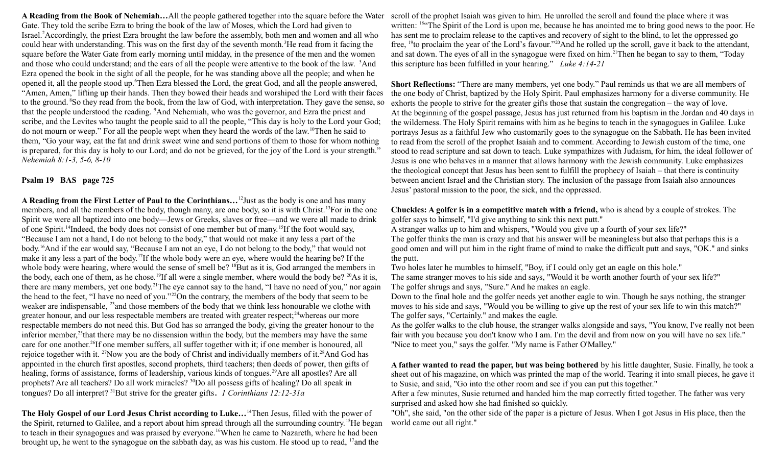**A Reading from the Book of Nehemiah…**All the people gathered together into the square before the Water Gate. They told the scribe Ezra to bring the book of the law of Moses, which the Lord had given to Israel.[2]Accordingly, the priest Ezra brought the law before the assembly, both men and women and all who could hear with understanding. This was on the first day of the seventh month.[3]He read from it facing the square before the Water Gate from early morning until midday, in the presence of the men and the women and those who could understand; and the ears of all the people were attentive to the book of the law. [5]And Ezra opened the book in the sight of all the people, for he was standing above all the people; and when he opened it, all the people stood up.[6]Then Ezra blessed the Lord, the great God, and all the people answered, "Amen, Amen," lifting up their hands. Then they bowed their heads and worshiped the Lord with their faces to the ground. [8]So they read from the book, from the law of God, with interpretation. They gave the sense, so that the people understood the reading. [9]And Nehemiah, who was the governor, and Ezra the priest and scribe, and the Levites who taught the people said to all the people, "This day is holy to the Lord your God; do not mourn or weep." For all the people wept when they heard the words of the law.[10]Then he said to them, "Go your way, eat the fat and drink sweet wine and send portions of them to those for whom nothing is prepared, for this day is holy to our Lord; and do not be grieved, for the joy of the Lord is your strength." *Nehemiah 8:1-3, 5-6, 8-10*

**Psalm 19 BAS page 725**

**A Reading from the First Letter of Paul to the Corinthians…**[12]Just as the body is one and has many members, and all the members of the body, though many, are one body, so it is with Christ.[13]For in the one Spirit we were all baptized into one body—Jews or Greeks, slaves or free—and we were all made to drink of one Spirit.[14]Indeed, the body does not consist of one member but of many.[15]If the foot would say, "Because I am not a hand, I do not belong to the body," that would not make it any less a part of the body.[16]And if the ear would say, "Because I am not an eye, I do not belong to the body," that would not make it any less a part of the body.[17]If the whole body were an eye, where would the hearing be? If the whole body were hearing, where would the sense of smell be? [18]But as it is, God arranged the members in the body, each one of them, as he chose.[19]If all were a single member, where would the body be? [20]As it is, there are many members, yet one body.[21]The eye cannot say to the hand, "I have no need of you," nor again the head to the feet, "I have no need of you."[22]On the contrary, the members of the body that seem to be weaker are indispensable, [23]and those members of the body that we think less honourable we clothe with greater honour, and our less respectable members are treated with greater respect;[24]whereas our more respectable members do not need this. But God has so arranged the body, giving the greater honour to the inferior member,[25]that there may be no dissension within the body, but the members may have the same care for one another.[26]If one member suffers, all suffer together with it; if one member is honoured, all rejoice together with it. [27]Now you are the body of Christ and individually members of it.[28]And God has appointed in the church first apostles, second prophets, third teachers; then deeds of power, then gifts of healing, forms of assistance, forms of leadership, various kinds of tongues.[29]Are all apostles? Are all prophets? Are all teachers? Do all work miracles? [30]Do all possess gifts of healing? Do all speak in tongues? Do all interpret? [31]But strive for the greater gifts. *1 Corinthians 12:12-31a*

**The Holy Gospel of our Lord Jesus Christ according to Luke…**[14]Then Jesus, filled with the power of the Spirit, returned to Galilee, and a report about him spread through all the surrounding country.[15]He began to teach in their synagogues and was praised by everyone.[16]When he came to Nazareth, where he had been brought up, he went to the synagogue on the sabbath day, as was his custom. He stood up to read, [17]and the scroll of the prophet Isaiah was given to him. He unrolled the scroll and found the place where it was written: [18]"The Spirit of the Lord is upon me, because he has anointed me to bring good news to the poor. He has sent me to proclaim release to the captives and recovery of sight to the blind, to let the oppressed go free, [19]to proclaim the year of the Lord's favour."[20]And he rolled up the scroll, gave it back to the attendant, and sat down. The eyes of all in the synagogue were fixed on him.[21]Then he began to say to them, "Today this scripture has been fulfilled in your hearing." *Luke 4:14-21*

**Short Reflections:** "There are many members, yet one body." Paul reminds us that we are all members of the one body of Christ, baptized by the Holy Spirit. Paul emphasizes harmony for a diverse community. He exhorts the people to strive for the greater gifts those that sustain the congregation – the way of love.
At the beginning of the gospel passage, Jesus has just returned from his baptism in the Jordan and 40 days in the wilderness. The Holy Spirit remains with him as he begins to teach in the synagogues in Galilee. Luke portrays Jesus as a faithful Jew who customarily goes to the synagogue on the Sabbath. He has been invited to read from the scroll of the prophet Isaiah and to comment. According to Jewish custom of the time, one stood to read scripture and sat down to teach. Luke sympathizes with Judaism, for him, the ideal follower of Jesus is one who behaves in a manner that allows harmony with the Jewish community. Luke emphasizes the theological concept that Jesus has been sent to fulfill the prophecy of Isaiah – that there is continuity between ancient Israel and the Christian story. The inclusion of the passage from Isaiah also announces Jesus' pastoral mission to the poor, the sick, and the oppressed.

**Chuckles: A golfer is in a competitive match with a friend,** who is ahead by a couple of strokes. The golfer says to himself, "I'd give anything to sink this next putt."
A stranger walks up to him and whispers, "Would you give up a fourth of your sex life?"
The golfer thinks the man is crazy and that his answer will be meaningless but also that perhaps this is a good omen and will put him in the right frame of mind to make the difficult putt and says, "OK." and sinks the putt.
Two holes later he mumbles to himself, "Boy, if I could only get an eagle on this hole."
The same stranger moves to his side and says, "Would it be worth another fourth of your sex life?"
The golfer shrugs and says, "Sure." And he makes an eagle.
Down to the final hole and the golfer needs yet another eagle to win. Though he says nothing, the stranger moves to his side and says, "Would you be willing to give up the rest of your sex life to win this match?"
The golfer says, "Certainly." and makes the eagle.
As the golfer walks to the club house, the stranger walks alongside and says, "You know, I've really not been fair with you because you don't know who I am. I'm the devil and from now on you will have no sex life."
"Nice to meet you," says the golfer. "My name is Father O'Malley."

**A father wanted to read the paper, but was being bothered** by his little daughter, Susie. Finally, he took a sheet out of his magazine, on which was printed the map of the world. Tearing it into small pieces, he gave it to Susie, and said, "Go into the other room and see if you can put this together."
After a few minutes, Susie returned and handed him the map correctly fitted together. The father was very surprised and asked how she had finished so quickly.
"Oh", she said, "on the other side of the paper is a picture of Jesus. When I got Jesus in His place, then the world came out all right."